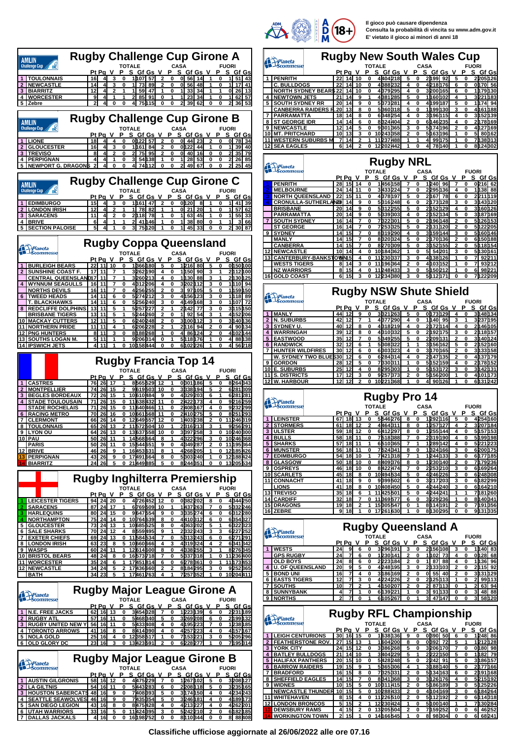Il gioco può causare dipendenza
Consulta la probabilità di vincita su www.adm.gov.it
E' vietato il gioco ai minori di anni 18

## Rugby Challenge Cup Girone A

| | | TOTALE | | | | | | | CASA | | | | | | FUORI | | | | | |
|---|---|---|---|---|---|---|---|---|---|---|---|---|---|---|---|---|---|---|---|---|
| | | Pt | Pg | V | P | S | Gf | Gs | V | P | S | Gf | Gs | V | P | S | Gf | Gs |
| 1 | TOULONNAIS | 16 | 4 | 3 | 0 | 1 | 107 | 57 | 2 | 0 | 0 | 56 | 14 | 1 | 0 | 1 | 51 | 43 |
| 2 | NEWCASTLE | 14 | 4 | 3 | 0 | 1 | 73 | 89 | 2 | 0 | 0 | 56 | 48 | 1 | 0 | 1 | 17 | 41 |
| 3 | BIARRITZ | 12 | 4 | 2 | 1 | 1 | 59 | 47 | 1 | 0 | 1 | 33 | 34 | 1 | 1 | 0 | 26 | 13 |
| 4 | WORCESTER | 9 | 4 | 1 | 1 | 2 | 85 | 91 | 0 | 1 | 1 | 23 | 34 | 1 | 0 | 1 | 62 | 57 |
| 5 | Zebre | 2 | 4 | 0 | 0 | 4 | 75 | 115 | 0 | 0 | 2 | 39 | 62 | 0 | 0 | 2 | 36 | 53 |

## Rugby Challenge Cup Girone B

| | | Pt | Pg | V | P | S | Gf | Gs | V | P | S | Gf | Gs | V | P | S | Gf | Gs |
|---|---|---|---|---|---|---|---|---|---|---|---|---|---|---|---|---|---|---|
| 1 | LIONE | 18 | 4 | 4 | 0 | 0 | 122 | 57 | 2 | 0 | 0 | 44 | 23 | 2 | 0 | 0 | 78 | 34 |
| 2 | GLOUCESTER | 16 | 4 | 3 | 0 | 1 | 161 | 84 | 2 | 0 | 0 | 122 | 44 | 1 | 0 | 1 | 39 | 40 |
| 3 | TREVISO | 8 | 4 | 2 | 0 | 2 | 75 | 95 | 2 | 0 | 0 | 40 | 16 | 0 | 0 | 2 | 35 | 79 |
| 4 | PERPIGNAN | 4 | 4 | 1 | 0 | 3 | 54 | 138 | 1 | 0 | 1 | 28 | 53 | 0 | 0 | 2 | 26 | 85 |
| 5 | NEWPORT G. DRAGONS | 2 | 4 | 0 | 0 | 4 | 74 | 112 | 0 | 0 | 2 | 49 | 67 | 0 | 0 | 2 | 25 | 45 |

## Rugby Challenge Cup Girone C

| | | Pt | Pg | V | P | S | Gf | Gs | V | P | S | Gf | Gs | V | P | S | Gf | Gs |
|---|---|---|---|---|---|---|---|---|---|---|---|---|---|---|---|---|---|---|
| 1 | EDIMBURGO | 15 | 4 | 3 | 0 | 1 | 161 | 47 | 2 | 0 | 0 | 120 | 8 | 1 | 0 | 1 | 41 | 39 |
| 2 | LONDON IRISH | 12 | 4 | 2 | 1 | 1 | 78 | 82 | 1 | 1 | 0 | 21 | 20 | 1 | 0 | 1 | 57 | 62 |
| 3 | SARACENS | 11 | 4 | 2 | 0 | 2 | 118 | 78 | 1 | 0 | 1 | 63 | 45 | 1 | 0 | 1 | 55 | 33 |
| 4 | BRIVE | 6 | 4 | 1 | 1 | 2 | 41 | 146 | 1 | 0 | 1 | 38 | 80 | 0 | 1 | 1 | 3 | 66 |
| 5 | SECTION PALOISE | 5 | 4 | 1 | 0 | 3 | 75 | 120 | 1 | 0 | 1 | 45 | 33 | 0 | 0 | 2 | 30 | 87 |

## Rugby Coppa Queensland

| | | Pt | Pg | V | P | S | Gf | Gs | V | P | S | Gf | Gs | V | P | S | Gf | Gs |
|---|---|---|---|---|---|---|---|---|---|---|---|---|---|---|---|---|---|---|
| 1 | BURLEIGH BEARS | 22 | 11 | 10 | 0 | 1 | 366 | 180 | 5 | 0 | 1 | 216 | 80 | 5 | 0 | 0 | 150 | 100 |
| 2 | SUNSHINE COAST F. | 17 | 11 | 7 | 1 | 3 | 262 | 190 | 4 | 0 | 1 | 150 | 90 | 3 | 1 | 2 | 112 | 100 |
| | CENTRAL QUEENSLAND | 17 | 11 | 7 | 1 | 3 | 260 | 213 | 4 | 0 | 1 | 130 | 88 | 3 | 1 | 2 | 130 | 125 |
| 4 | WYNNUM SEAGULLS | 16 | 11 | 7 | 0 | 4 | 312 | 206 | 4 | 0 | 3 | 202 | 112 | 3 | 0 | 1 | 110 | 94 |
| | NORTHS DEVILS | 16 | 11 | 7 | 0 | 4 | 256 | 255 | 2 | 0 | 3 | 97 | 105 | 5 | 0 | 1 | 159 | 150 |
| 6 | TWEED HEADS | 14 | 11 | 6 | 0 | 5 | 274 | 212 | 3 | 0 | 4 | 156 | 123 | 3 | 0 | 1 | 118 | 89 |
| | T. BLACKHAWKS | 14 | 11 | 6 | 0 | 5 | 256 | 240 | 3 | 0 | 4 | 149 | 168 | 3 | 0 | 1 | 107 | 72 |
| 8 | REDCLIFFE DOLPHINS | 13 | 11 | 5 | 1 | 5 | 257 | 227 | 2 | 1 | 2 | 142 | 77 | 3 | 0 | 3 | 115 | 150 |
| | BRISBANE TIGERS | 13 | 11 | 5 | 1 | 5 | 244 | 260 | 2 | 0 | 1 | 92 | 54 | 3 | 1 | 4 | 152 | 206 |
| 10 | MACKAY CUTTERS | 12 | 11 | 5 | 0 | 6 | 240 | 248 | 2 | 0 | 3 | 100 | 112 | 3 | 0 | 3 | 140 | 136 |
| 11 | NORTHERN PRIDE | 11 | 11 | 4 | 1 | 6 | 206 | 228 | 2 | 1 | 2 | 116 | 94 | 2 | 0 | 4 | 90 | 134 |
| 12 | PNG HUNTERS | 8 | 11 | 3 | 0 | 8 | 188 | 268 | 1 | 0 | 4 | 86 | 124 | 2 | 0 | 4 | 102 | 144 |
| 13 | SOUTHS LOGAN M. | 5 | 11 | 1 | 1 | 9 | 206 | 314 | 0 | 1 | 5 | 118 | 176 | 1 | 0 | 4 | 88 | 138 |
| 14 | IPSWICH JETS | 4 | 11 | 1 | 0 | 10 | 158 | 444 | 0 | 0 | 6 | 102 | 226 | 1 | 0 | 4 | 56 | 218 |

## Rugby Francia Top 14

| | | Pt | Pg | V | P | S | Gf | Gs | V | P | S | Gf | Gs | V | P | S | Gf | Gs |
|---|---|---|---|---|---|---|---|---|---|---|---|---|---|---|---|---|---|---|
| 1 | CASTRES | 76 | 26 | 17 | 1 | 8 | 565 | 529 | 12 | 0 | 0 | 301 | 186 | 5 | 0 | 8 | 264 | 343 |
| 2 | MONTPELLIER | 74 | 26 | 15 | 2 | 9 | 619 | 503 | 10 | 0 | 3 | 338 | 194 | 5 | 2 | 6 | 281 | 309 |
| 3 | BEGLES BORDEAUX | 72 | 26 | 15 | 1 | 10 | 610 | 484 | 9 | 0 | 4 | 329 | 203 | 6 | 1 | 6 | 281 | 281 |
| 4 | STADE TOULOUSAIN | 71 | 26 | 15 | 0 | 11 | 638 | 432 | 11 | 0 | 2 | 422 | 173 | 4 | 0 | 9 | 216 | 259 |
| | STADE ROCHELAIS | 71 | 26 | 15 | 0 | 11 | 640 | 466 | 11 | 0 | 2 | 408 | 167 | 4 | 0 | 9 | 232 | 299 |
| 6 | RACING METRO | 70 | 26 | 16 | 0 | 10 | 661 | 568 | 11 | 0 | 2 | 410 | 275 | 5 | 0 | 8 | 251 | 293 |
| 7 | CLERMONT | 66 | 26 | 14 | 0 | 12 | 649 | 557 | 12 | 0 | 1 | 403 | 238 | 2 | 0 | 11 | 246 | 319 |
| 8 | TOULONNAIS | 65 | 26 | 13 | 2 | 11 | 572 | 504 | 10 | 1 | 2 | 316 | 213 | 3 | 1 | 9 | 256 | 291 |
| 9 | LYON OU | 64 | 26 | 13 | 0 | 13 | 637 | 558 | 10 | 0 | 3 | 397 | 258 | 3 | 0 | 10 | 240 | 300 |
| 10 | PAU | 50 | 26 | 11 | 1 | 14 | 568 | 664 | 8 | 1 | 4 | 322 | 296 | 3 | 0 | 10 | 246 | 368 |
| | PARIS | 50 | 26 | 11 | 0 | 15 | 544 | 651 | 9 | 0 | 4 | 349 | 287 | 2 | 0 | 11 | 195 | 364 |
| 12 | BRIVE | 46 | 26 | 9 | 1 | 16 | 453 | 631 | 8 | 1 | 4 | 268 | 205 | 1 | 0 | 12 | 185 | 426 |
| 13 | PERPIGNAN | 43 | 26 | 9 | 0 | 17 | 491 | 664 | 8 | 0 | 5 | 303 | 240 | 1 | 0 | 12 | 188 | 424 |
| 14 | BIARRITZ | 24 | 26 | 5 | 0 | 21 | 449 | 885 | 5 | 0 | 8 | 244 | 351 | 0 | 0 | 13 | 205 | 534 |

## Rugby Inghilterra Premiership

| | | Pt | Pg | V | P | S | Gf | Gs | V | P | S | Gf | Gs | V | P | S | Gf | Gs |
|---|---|---|---|---|---|---|---|---|---|---|---|---|---|---|---|---|---|---|
| 1 | LEICESTER TIGERS | 94 | 24 | 20 | 0 | 4 | 726 | 452 | 12 | 0 | 0 | 382 | 202 | 8 | 0 | 4 | 344 | 250 |
| 2 | SARACENS | 87 | 24 | 17 | 1 | 6 | 769 | 509 | 10 | 1 | 1 | 437 | 263 | 7 | 0 | 5 | 332 | 246 |
| 3 | HARLEQUINS | 80 | 24 | 15 | 0 | 9 | 647 | 554 | 9 | 0 | 3 | 335 | 274 | 6 | 0 | 6 | 312 | 280 |
| 4 | NORTHAMPTON | 75 | 24 | 14 | 0 | 10 | 764 | 639 | 8 | 0 | 4 | 410 | 312 | 6 | 0 | 6 | 354 | 327 |
| 5 | GLOUCESTER | 73 | 24 | 13 | 1 | 10 | 685 | 525 | 8 | 0 | 4 | 363 | 202 | 5 | 1 | 6 | 322 | 323 |
| 6 | SALE SHARKS | 70 | 24 | 12 | 4 | 8 | 559 | 495 | 9 | 1 | 2 | 332 | 243 | 3 | 3 | 6 | 227 | 252 |
| 7 | EXETER CHIEFS | 69 | 24 | 13 | 0 | 11 | 584 | 534 | 7 | 0 | 5 | 313 | 243 | 6 | 0 | 6 | 271 | 291 |
| 8 | LONDON IRISH | 63 | 23 | 8 | 5 | 10 | 560 | 666 | 4 | 3 | 4 | 319 | 324 | 4 | 2 | 6 | 241 | 342 |
| 9 | WASPS | 60 | 24 | 11 | 1 | 12 | 614 | 600 | 8 | 0 | 4 | 338 | 255 | 3 | 1 | 8 | 276 | 345 |
| 10 | BRISTOL BEARS | 48 | 24 | 8 | 0 | 16 | 573 | 718 | 7 | 0 | 5 | 337 | 318 | 1 | 0 | 11 | 236 | 400 |
| 11 | WORCESTER | 35 | 24 | 6 | 1 | 17 | 451 | 814 | 6 | 0 | 6 | 278 | 361 | 0 | 1 | 11 | 173 | 453 |
| 12 | NEWCASTLE | 34 | 24 | 5 | 2 | 17 | 436 | 660 | 2 | 2 | 8 | 184 | 295 | 3 | 0 | 9 | 252 | 365 |
| | BATH | 34 | 23 | 5 | 1 | 17 | 461 | 763 | 4 | 1 | 7 | 257 | 352 | 1 | 0 | 10 | 204 | 411 |

## Rugby Major League Girone A

| | | Pt | Pg | V | P | S | Gf | Gs | V | P | S | Gf | Gs | V | P | S | Gf | Gs |
|---|---|---|---|---|---|---|---|---|---|---|---|---|---|---|---|---|---|---|
| 1 | N.E. FREE JACKS | 62 | 16 | 13 | 0 | 3 | 454 | 328 | 7 | 0 | 1 | 223 | 139 | 6 | 0 | 2 | 231 | 189 |
| 2 | RUGBY ATL | 57 | 16 | 11 | 0 | 5 | 468 | 340 | 5 | 0 | 3 | 269 | 208 | 6 | 0 | 2 | 199 | 132 |
| 3 | RUGBY UNITED NEW Y | 56 | 16 | 11 | 0 | 5 | 433 | 408 | 4 | 0 | 4 | 195 | 223 | 7 | 0 | 1 | 238 | 185 |
| 4 | TORONTO ARROWS | 41 | 16 | 8 | 0 | 8 | 414 | 390 | 4 | 0 | 4 | 257 | 223 | 4 | 0 | 4 | 157 | 167 |
| 5 | NOLA GOLD | 25 | 16 | 4 | 0 | 12 | 358 | 517 | 1 | 0 | 7 | 153 | 221 | 3 | 0 | 5 | 205 | 296 |
| 6 | OLD GLORY DC | 23 | 16 | 3 | 0 | 13 | 423 | 591 | 2 | 0 | 6 | 228 | 277 | 1 | 0 | 7 | 195 | 314 |

## Rugby Major League Girone B

| | | Pt | Pg | V | P | S | Gf | Gs | V | P | S | Gf | Gs | V | P | S | Gf | Gs |
|---|---|---|---|---|---|---|---|---|---|---|---|---|---|---|---|---|---|---|
| 1 | AUSTIN GILGRONIS | 58 | 16 | 12 | 0 | 4 | 475 | 229 | 7 | 0 | 1 | 267 | 102 | 5 | 0 | 3 | 208 | 127 |
| 2 | LA GILTNIS | 54 | 16 | 11 | 0 | 5 | 443 | 283 | 6 | 0 | 2 | 208 | 118 | 5 | 0 | 3 | 235 | 165 |
| 3 | HOUSTON SABERCATS | 48 | 16 | 9 | 0 | 7 | 408 | 393 | 5 | 0 | 3 | 174 | 150 | 4 | 0 | 4 | 234 | 243 |
| 4 | SEATTLE SEAWOLVES | 46 | 16 | 9 | 0 | 7 | 435 | 354 | 5 | 0 | 3 | 246 | 181 | 4 | 0 | 4 | 189 | 173 |
| 5 | SAN DIEGO LEGION | 43 | 16 | 8 | 0 | 8 | 475 | 428 | 4 | 0 | 4 | 213 | 227 | 4 | 0 | 4 | 262 | 201 |
| 6 | UTAH WARRIORS | 33 | 16 | 5 | 0 | 11 | 424 | 395 | 3 | 0 | 5 | 242 | 210 | 2 | 0 | 6 | 182 | 185 |
| 7 | DALLAS JACKALS | 4 | 16 | 0 | 0 | 16 | 198 | 752 | 0 | 0 | 8 | 110 | 344 | 0 | 0 | 8 | 88 | 408 |

## Rugby New South Wales Cup

| | | Pt | Pg | V | P | S | Gf | Gs | V | P | S | Gf | Gs | V | P | S | Gf | Gs |
|---|---|---|---|---|---|---|---|---|---|---|---|---|---|---|---|---|---|---|
| 1 | PENRITH | 22 | 14 | 10 | 0 | 4 | 404 | 218 | 5 | 0 | 2 | 199 | 92 | 5 | 0 | 2 | 205 | 126 |
| | C. BULLDOGS | 22 | 14 | 10 | 0 | 4 | 388 | 232 | 4 | 0 | 4 | 218 | 176 | 6 | 0 | 0 | 170 | 56 |
| | NORTH SYDNEY BEARS | 22 | 14 | 10 | 0 | 4 | 379 | 295 | 4 | 0 | 3 | 200 | 165 | 6 | 0 | 1 | 179 | 130 |
| 4 | NEWTOWN JETS | 21 | 14 | 9 | 1 | 4 | 381 | 285 | 5 | 0 | 1 | 160 | 102 | 4 | 1 | 3 | 221 | 183 |
| 5 | SOUTH SYDNEY RR | 20 | 14 | 9 | 0 | 5 | 373 | 281 | 4 | 0 | 4 | 199 | 187 | 5 | 0 | 1 | 174 | 94 |
| | CANBERRA RAIDERS R | 20 | 13 | 8 | 0 | 5 | 360 | 318 | 5 | 0 | 1 | 199 | 130 | 3 | 0 | 4 | 161 | 188 |
| 7 | PARRAMATTA | 18 | 14 | 8 | 0 | 6 | 348 | 254 | 4 | 0 | 3 | 196 | 115 | 4 | 0 | 3 | 152 | 139 |
| 8 | ST GEORGE IDR | 14 | 14 | 6 | 0 | 8 | 324 | 404 | 2 | 0 | 6 | 146 | 235 | 4 | 0 | 2 | 178 | 169 |
| 9 | NEWCASTLE | 12 | 14 | 5 | 0 | 9 | 301 | 365 | 3 | 0 | 5 | 174 | 196 | 2 | 0 | 4 | 127 | 169 |
| 10 | MT. PRITCHARD | 10 | 13 | 3 | 0 | 10 | 243 | 358 | 2 | 0 | 5 | 163 | 196 | 1 | 0 | 5 | 80 | 162 |
| 11 | WESTERN SUBURBS M | 7 | 14 | 2 | 1 | 11 | 237 | 488 | 1 | 1 | 4 | 99 | 175 | 1 | 0 | 7 | 138 | 313 |
| 12 | SEA EAGLES | 6 | 14 | 2 | 0 | 12 | 202 | 442 | 1 | 0 | 4 | 78 | 140 | 1 | 0 | 8 | 124 | 302 |

## Rugby NRL

| | | Pt | Pg | V | P | S | Gf | Gs | V | P | S | Gf | Gs | V | P | S | Gf | Gs |
|---|---|---|---|---|---|---|---|---|---|---|---|---|---|---|---|---|---|---|
| 1 | PENRITH | 28 | 15 | 14 | 0 | 1 | 456 | 158 | 7 | 0 | 1 | 240 | 96 | 7 | 0 | 0 | 216 | 62 |
| 2 | MELBOURNE | 24 | 14 | 11 | 0 | 3 | 433 | 224 | 7 | 0 | 2 | 295 | 136 | 4 | 0 | 1 | 138 | 88 |
| 3 | NORTH QUEENSLAND | 22 | 15 | 11 | 0 | 4 | 378 | 197 | 5 | 0 | 2 | 167 | 78 | 6 | 0 | 2 | 211 | 119 |
| 4 | CRONULLA-SUTHERLAND | 18 | 14 | 9 | 0 | 5 | 316 | 248 | 6 | 0 | 2 | 173 | 128 | 3 | 0 | 3 | 143 | 120 |
| | BRISBANE | 20 | 14 | 9 | 0 | 5 | 312 | 255 | 5 | 0 | 2 | 152 | 129 | 4 | 0 | 3 | 160 | 126 |
| | PARRAMATTA | 20 | 14 | 9 | 0 | 5 | 339 | 303 | 4 | 0 | 2 | 152 | 134 | 5 | 0 | 3 | 187 | 169 |
| 7 | SOUTH SYDNEY | 16 | 14 | 7 | 0 | 7 | 322 | 301 | 5 | 0 | 2 | 196 | 148 | 2 | 0 | 5 | 126 | 153 |
| | ST GEORGE | 16 | 14 | 7 | 0 | 7 | 253 | 325 | 5 | 0 | 2 | 131 | 120 | 2 | 0 | 5 | 122 | 205 |
| 9 | SYDNEY | 14 | 15 | 7 | 0 | 8 | 319 | 290 | 4 | 0 | 3 | 159 | 144 | 3 | 0 | 5 | 160 | 146 |
| | MANLY | 14 | 15 | 7 | 0 | 8 | 320 | 324 | 5 | 0 | 2 | 170 | 136 | 2 | 0 | 6 | 150 | 188 |
| | CANBERRA | 14 | 15 | 7 | 0 | 8 | 270 | 309 | 5 | 0 | 3 | 152 | 155 | 2 | 0 | 5 | 118 | 154 |
| 12 | NEWCASTLE | 10 | 14 | 4 | 0 | 10 | 184 | 362 | 1 | 0 | 5 | 54 | 201 | 3 | 0 | 5 | 130 | 161 |
| 13 | CANTERBURY-BANKSTOWN | 10 | 15 | 4 | 0 | 11 | 230 | 337 | 3 | 0 | 4 | 138 | 126 | 1 | 0 | 7 | 92 | 211 |
| | WESTS TIGERS | 8 | 14 | 3 | 0 | 11 | 196 | 364 | 2 | 0 | 4 | 103 | 152 | 1 | 0 | 7 | 93 | 212 |
| | NZ WARRIORS | 8 | 15 | 4 | 0 | 11 | 248 | 433 | 3 | 0 | 5 | 150 | 212 | 1 | 0 | 6 | 98 | 221 |
| 16 | GOLD COAST | 6 | 15 | 3 | 0 | 12 | 234 | 380 | 3 | 0 | 5 | 112 | 171 | 0 | 0 | 7 | 122 | 209 |

## Rugby NSW Shute Shield

| | | Pt | Pg | V | P | S | Gf | Gs | V | P | S | Gf | Gs | V | P | S | Gf | Gs |
|---|---|---|---|---|---|---|---|---|---|---|---|---|---|---|---|---|---|---|
| 1 | MANLY | 44 | 12 | 9 | 0 | 3 | 321 | 263 | 5 | 0 | 0 | 173 | 129 | 4 | 0 | 3 | 148 | 134 |
| 2 | N. SUBURBS | 42 | 12 | 7 | 1 | 4 | 377 | 290 | 4 | 0 | 1 | 140 | 95 | 3 | 1 | 3 | 237 | 195 |
| 3 | SYDNEY U. | 40 | 12 | 8 | 0 | 4 | 318 | 219 | 4 | 0 | 2 | 172 | 114 | 4 | 0 | 2 | 146 | 105 |
| 4 | WARRINGAH | 39 | 12 | 8 | 0 | 4 | 310 | 332 | 5 | 0 | 2 | 192 | 175 | 3 | 0 | 2 | 118 | 157 |
| 5 | EASTWOOD | 35 | 12 | 7 | 0 | 5 | 349 | 255 | 5 | 0 | 2 | 209 | 131 | 2 | 0 | 3 | 140 | 124 |
| 6 | RANDWICK | 32 | 12 | 6 | 1 | 5 | 308 | 322 | 1 | 1 | 3 | 156 | 162 | 5 | 0 | 2 | 152 | 160 |
| 7 | HUNTER WILDFIRES | 30 | 12 | 6 | 0 | 6 | 303 | 323 | 4 | 0 | 3 | 170 | 165 | 2 | 0 | 3 | 133 | 158 |
| | W. SYDNEY TWO BLUES | 30 | 12 | 6 | 0 | 6 | 284 | 314 | 4 | 0 | 2 | 147 | 135 | 2 | 0 | 4 | 137 | 179 |
| 9 | GORDON | 28 | 12 | 5 | 0 | 7 | 330 | 311 | 1 | 0 | 5 | 152 | 159 | 4 | 0 | 2 | 178 | 152 |
| 10 | E. SUBURBS | 25 | 12 | 4 | 0 | 8 | 295 | 303 | 1 | 0 | 5 | 153 | 172 | 3 | 0 | 3 | 142 | 131 |
| 11 | S. DISTRICTS | 17 | 12 | 3 | 0 | 9 | 257 | 373 | 2 | 0 | 5 | 156 | 200 | 1 | 0 | 4 | 101 | 173 |
| 12 | W. HARBOUR | 12 | 12 | 2 | 0 | 10 | 221 | 368 | 1 | 0 | 4 | 90 | 126 | 1 | 0 | 6 | 131 | 242 |

## Rugby Pro 14

| | | Pt | Pg | V | P | S | Gf | Gs | V | P | S | Gf | Gs | V | P | S | Gf | Gs |
|---|---|---|---|---|---|---|---|---|---|---|---|---|---|---|---|---|---|---|
| 1 | LEINSTER | 67 | 18 | 13 | 0 | 5 | 546 | 276 | 8 | 0 | 1 | 292 | 116 | 5 | 0 | 4 | 254 | 160 |
| 2 | STORMERS | 61 | 18 | 12 | 2 | 4 | 464 | 311 | 8 | 0 | 1 | 257 | 127 | 4 | 2 | 3 | 207 | 184 |
| 3 | ULSTER | 59 | 18 | 12 | 0 | 6 | 412 | 297 | 8 | 0 | 1 | 255 | 144 | 4 | 0 | 5 | 157 | 153 |
| 4 | BULLS | 58 | 18 | 11 | 0 | 7 | 518 | 388 | 7 | 0 | 2 | 319 | 190 | 4 | 0 | 5 | 199 | 198 |
| 5 | SHARKS | 57 | 18 | 11 | 1 | 6 | 510 | 365 | 7 | 1 | 1 | 289 | 142 | 4 | 0 | 5 | 221 | 223 |
| 6 | MUNSTER | 56 | 18 | 11 | 0 | 7 | 524 | 341 | 8 | 0 | 1 | 324 | 166 | 3 | 0 | 6 | 200 | 175 |
| 7 | EDIMBURGO | 54 | 18 | 10 | 1 | 7 | 421 | 318 | 7 | 0 | 1 | 244 | 133 | 3 | 0 | 6 | 177 | 185 |
| 8 | GLASGOW | 50 | 18 | 10 | 0 | 8 | 409 | 376 | 8 | 0 | 1 | 230 | 140 | 2 | 0 | 7 | 179 | 236 |
| 9 | OSPREYS | 46 | 18 | 10 | 0 | 8 | 422 | 474 | 7 | 0 | 2 | 253 | 210 | 3 | 0 | 6 | 169 | 264 |
| 10 | SCARLETS | 45 | 18 | 8 | 0 | 10 | 494 | 534 | 5 | 0 | 4 | 246 | 226 | 3 | 0 | 6 | 248 | 308 |
| 11 | CONNACHT | 41 | 18 | 9 | 0 | 9 | 399 | 502 | 6 | 0 | 3 | 217 | 203 | 3 | 0 | 6 | 182 | 299 |
| | LIONS | 41 | 18 | 8 | 0 | 10 | 408 | 450 | 5 | 0 | 4 | 244 | 240 | 3 | 0 | 6 | 164 | 210 |
| 13 | TREVISO | 35 | 18 | 6 | 1 | 11 | 425 | 501 | 5 | 0 | 4 | 244 | 241 | 1 | 1 | 7 | 181 | 260 |
| 14 | CARDIFF | 32 | 18 | 7 | 0 | 11 | 369 | 577 | 6 | 0 | 3 | 229 | 236 | 1 | 0 | 8 | 140 | 341 |
| 15 | DRAGONS | 19 | 18 | 2 | 1 | 15 | 305 | 547 | 0 | 1 | 8 | 114 | 191 | 2 | 0 | 7 | 191 | 356 |
| 16 | ZEBRE | 9 | 18 | 1 | 0 | 17 | 261 | 630 | 1 | 0 | 8 | 130 | 295 | 0 | 0 | 9 | 131 | 335 |

## Rugby Queensland A

| | | Pt | Pg | V | P | S | Gf | Gs | V | P | S | Gf | Gs | V | P | S | Gf | Gs |
|---|---|---|---|---|---|---|---|---|---|---|---|---|---|---|---|---|---|---|
| 1 | WESTS | 24 | 9 | 6 | 0 | 3 | 296 | 191 | 3 | 0 | 2 | 156 | 108 | 3 | 0 | 1 | 140 | 83 |
| | GPS RUGBY | 24 | 7 | 6 | 0 | 1 | 230 | 141 | 2 | 0 | 1 | 102 | 73 | 4 | 0 | 0 | 128 | 68 |
| | OLD BOYS | 24 | 8 | 6 | 0 | 2 | 223 | 184 | 2 | 0 | 1 | 87 | 88 | 4 | 0 | 1 | 136 | 96 |
| 4 | U. OF QUEENSLAND | 20 | 9 | 5 | 0 | 4 | 248 | 195 | 3 | 0 | 2 | 133 | 103 | 2 | 0 | 2 | 115 | 92 |
| 5 | BOND UNI | 16 | 7 | 4 | 0 | 3 | 186 | 169 | 2 | 0 | 0 | 55 | 40 | 2 | 0 | 3 | 131 | 129 |
| 6 | EASTS TIGERS | 12 | 7 | 3 | 0 | 4 | 224 | 226 | 2 | 0 | 2 | 125 | 113 | 1 | 0 | 2 | 99 | 113 |
| 7 | SOUTHS | 10 | 7 | 2 | 1 | 4 | 150 | 207 | 2 | 0 | 2 | 87 | 113 | 0 | 1 | 2 | 63 | 94 |
| 8 | SUNNYBANK | 4 | 7 | 1 | 0 | 6 | 139 | 221 | 1 | 0 | 3 | 91 | 133 | 0 | 0 | 3 | 48 | 88 |
| 9 | NORTHS | 2 | 7 | 0 | 1 | 6 | 105 | 267 | 0 | 1 | 3 | 47 | 147 | 0 | 0 | 3 | 58 | 120 |

## Rugby RFL Championship

| | | Pt | Pg | V | P | S | Gf | Gs | V | P | S | Gf | Gs | V | P | S | Gf | Gs |
|---|---|---|---|---|---|---|---|---|---|---|---|---|---|---|---|---|---|---|
| 1 | LEIGH CENTURIONS | 30 | 16 | 15 | 0 | 1 | 638 | 136 | 9 | 0 | 0 | 390 | 50 | 6 | 0 | 1 | 248 | 86 |
| 2 | FEATHERSTONE ROV. | 27 | 15 | 13 | 1 | 1 | 604 | 200 | 8 | 0 | 0 | 392 | 72 | 5 | 1 | 1 | 212 | 128 |
| 3 | YORK CITY | 24 | 15 | 12 | 0 | 3 | 386 | 268 | 5 | 0 | 3 | 206 | 170 | 7 | 0 | 0 | 180 | 98 |
| 4 | BATLEY BULLDOGS | 21 | 14 | 10 | 1 | 3 | 404 | 229 | 5 | 1 | 2 | 222 | 150 | 5 | 0 | 1 | 182 | 79 |
| 5 | HALIFAX PANTHERS | 20 | 15 | 10 | 0 | 5 | 428 | 248 | 5 | 0 | 2 | 242 | 91 | 5 | 0 | 3 | 186 | 157 |
| 6 | BARROW RAIDERS | 19 | 15 | 9 | 1 | 5 | 365 | 306 | 4 | 1 | 4 | 188 | 140 | 5 | 0 | 1 | 177 | 166 |
| 7 | BRADFORD | 16 | 15 | 8 | 0 | 7 | 325 | 331 | 2 | 0 | 5 | 134 | 163 | 6 | 0 | 2 | 191 | 168 |
| 8 | SHEFFIELD EAGLES | 14 | 15 | 7 | 0 | 8 | 341 | 368 | 3 | 0 | 3 | 126 | 176 | 4 | 0 | 5 | 215 | 192 |
| 9 | WIDNES | 10 | 15 | 5 | 0 | 10 | 311 | 415 | 2 | 0 | 5 | 186 | 189 | 3 | 0 | 5 | 125 | 226 |
| | NEWCASTLE THUNDER | 10 | 15 | 5 | 0 | 10 | 288 | 433 | 2 | 0 | 4 | 104 | 169 | 3 | 0 | 6 | 184 | 264 |
| 11 | WHITEHAVEN | 8 | 15 | 4 | 0 | 11 | 226 | 510 | 2 | 0 | 5 | 112 | 192 | 2 | 0 | 6 | 114 | 318 |
| 12 | LONDON BRONCOS | 5 | 15 | 2 | 1 | 12 | 230 | 424 | 1 | 0 | 5 | 100 | 140 | 1 | 1 | 7 | 130 | 284 |
| 13 | DEWSBURY RAMS | 4 | 15 | 2 | 0 | 13 | 205 | 504 | 2 | 0 | 7 | 159 | 252 | 0 | 0 | 6 | 46 | 252 |
| 14 | WORKINGTON TOWN | 2 | 15 | 1 | 0 | 14 | 166 | 545 | 1 | 0 | 8 | 98 | 304 | 0 | 0 | 6 | 68 | 241 |

**Classifiche ufficiose aggiornate al 26/06/2022 alle ore 07.16**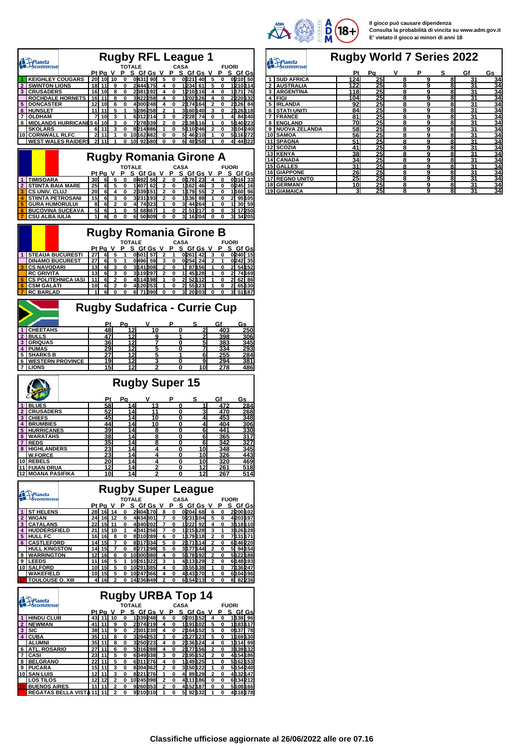Il gioco può causare dipendenza
Consulta la probabilità di vincita su www.adm.gov.it
E' vietato il gioco ai minori di anni 18

## Rugby RFL League 1

| | | TOTALE | | | | | | | CASA | | | | | FUORI | | | | |
|---|---|---|---|---|---|---|---|---|---|---|---|---|---|---|---|---|---|---|
| | | Pt | Pg | V | P | S | Gf | Gs | V | P | S | Gf | Gs | V | P | S | Gf | Gs |
| 1 | KEIGHLEY COUGARS | 20 | 10 | 10 | 0 | 0 | 431 | 90 | 5 | 0 | 0 | 221 | 40 | 5 | 0 | 0 | 210 | 50 |
| 2 | SWINTON LIONS | 18 | 11 | 9 | 0 | 2 | 444 | 175 | 4 | 0 | 1 | 234 | 61 | 5 | 0 | 1 | 210 | 114 |
| 3 | CRUSADERS | 16 | 10 | 8 | 0 | 2 | 381 | 192 | 4 | 0 | 1 | 210 | 116 | 4 | 0 | 1 | 171 | 76 |
| | ROCHDALE HORNETS | 16 | 11 | 8 | 0 | 3 | 422 | 258 | 4 | 0 | 1 | 202 | 126 | 4 | 0 | 2 | 220 | 132 |
| 5 | DONCASTER | 12 | 10 | 6 | 0 | 4 | 300 | 248 | 4 | 0 | 2 | 174 | 164 | 2 | 0 | 2 | 126 | 84 |
| 6 | HUNSLET | 11 | 11 | 5 | 1 | 5 | 286 | 258 | 2 | 1 | 3 | 160 | 140 | 3 | 0 | 2 | 126 | 118 |
| 7 | OLDHAM | 7 | 10 | 3 | 1 | 6 | 312 | 214 | 3 | 0 | 2 | 228 | 74 | 0 | 1 | 4 | 84 | 140 |
| 8 | MIDLANDS HURRICANES | 6 | 10 | 3 | 0 | 7 | 278 | 339 | 2 | 0 | 2 | 138 | 116 | 1 | 0 | 5 | 140 | 223 |
| | SKOLARS | 6 | 11 | 3 | 0 | 8 | 214 | 486 | 1 | 0 | 5 | 110 | 246 | 2 | 0 | 3 | 104 | 240 |
| 10 | CORNWALL RLFC | 2 | 11 | 1 | 0 | 10 | 162 | 482 | 0 | 0 | 5 | 46 | 210 | 1 | 0 | 5 | 116 | 272 |
| | WEST WALES RAIDERS | 2 | 11 | 1 | 0 | 10 | 92 | 580 | 0 | 0 | 6 | 48 | 258 | 1 | 0 | 4 | 44 | 322 |

## Rugby Romania Girone A

| | | TOTALE | | | | | | | CASA | | | | | FUORI | | | | |
|---|---|---|---|---|---|---|---|---|---|---|---|---|---|---|---|---|---|---|
| | | Pt | Pg | V | P | S | Gf | Gs | V | P | S | Gf | Gs | V | P | S | Gf | Gs |
| 1 | TIMISOARA | 30 | 6 | 6 | 0 | 0 | 492 | 56 | 2 | 0 | 0 | 176 | 23 | 4 | 0 | 0 | 316 | 33 |
| 2 | STIINTA BAIA MARE | 25 | 6 | 5 | 0 | 1 | 407 | 62 | 2 | 0 | 1 | 162 | 46 | 3 | 0 | 0 | 245 | 16 |
| 3 | CS UNIV. CLUJ | 20 | 6 | 4 | 0 | 2 | 339 | 151 | 2 | 0 | 1 | 179 | 55 | 2 | 0 | 1 | 160 | 96 |
| 4 | STIINTA PETROSANI | 15 | 6 | 3 | 0 | 3 | 231 | 193 | 2 | 0 | 1 | 136 | 88 | 1 | 0 | 2 | 95 | 105 |
| 5 | GURA HUMORULUI | 8 | 6 | 2 | 0 | 4 | 74 | 323 | 1 | 0 | 3 | 44 | 264 | 1 | 0 | 1 | 30 | 59 |
| 6 | BUCOVINA SUCEAVA | 5 | 6 | 1 | 0 | 5 | 68 | 467 | 1 | 0 | 2 | 51 | 217 | 0 | 0 | 3 | 17 | 250 |
| 7 | CSU ALBA IULIA | 1 | 6 | 0 | 0 | 6 | 50 | 409 | 0 | 0 | 3 | 16 | 204 | 0 | 0 | 3 | 34 | 205 |

## Rugby Romania Girone B

| | | TOTALE | | | | | | | CASA | | | | | FUORI | | | | |
|---|---|---|---|---|---|---|---|---|---|---|---|---|---|---|---|---|---|---|
| | | Pt | Pg | V | P | S | Gf | Gs | V | P | S | Gf | Gs | V | P | S | Gf | Gs |
| 1 | STEAUA BUCURESTI | 27 | 6 | 5 | 1 | 0 | 501 | 57 | 2 | 1 | 0 | 261 | 42 | 3 | 0 | 0 | 240 | 15 |
| | DINAMO BUCUREST | 27 | 6 | 5 | 1 | 0 | 496 | 59 | 3 | 0 | 0 | 254 | 24 | 2 | 1 | 0 | 242 | 35 |
| 3 | CS NAVODARI | 13 | 6 | 3 | 0 | 3 | 141 | 308 | 2 | 0 | 1 | 87 | 156 | 1 | 0 | 2 | 54 | 152 |
| | RC GRIVITA | 13 | 6 | 3 | 0 | 3 | 119 | 297 | 2 | 0 | 1 | 45 | 128 | 1 | 0 | 2 | 74 | 169 |
| 5 | CS POLITEHNICA IASI | 11 | 6 | 2 | 0 | 4 | 114 | 198 | 1 | 0 | 2 | 52 | 112 | 1 | 0 | 2 | 62 | 86 |
| 6 | CSM GALATI | 10 | 6 | 2 | 0 | 4 | 120 | 253 | 1 | 0 | 2 | 55 | 123 | 1 | 0 | 2 | 65 | 130 |
| 7 | RC BARLAD | 1 | 6 | 0 | 0 | 6 | 71 | 390 | 0 | 0 | 3 | 20 | 203 | 0 | 0 | 3 | 51 | 187 |

## Rugby Sudafrica - Currie Cup

| | | Pt | Pg | V | P | S | Gf | Gs |
|---|---|---|---|---|---|---|---|---|
| 1 | CHEETAHS | 48 | 12 | 10 | 0 | 2 | 403 | 250 |
| 2 | BULLS | 47 | 12 | 9 | 1 | 2 | 398 | 306 |
| 3 | GRIQUAS | 36 | 12 | 7 | 0 | 5 | 383 | 345 |
| 4 | PUMAS | 29 | 12 | 5 | 0 | 7 | 334 | 293 |
| 5 | SHARKS B | 27 | 12 | 5 | 1 | 6 | 255 | 284 |
| 6 | WESTERN PROVINCE | 19 | 12 | 3 | 0 | 9 | 294 | 381 |
| 7 | LIONS | 15 | 12 | 2 | 0 | 10 | 278 | 486 |

## Rugby Super 15

| | | Pt | Pg | V | P | S | Gf | Gs |
|---|---|---|---|---|---|---|---|---|
| 1 | BLUES | 58 | 14 | 13 | 0 | 1 | 472 | 284 |
| 2 | CRUSADERS | 52 | 14 | 11 | 0 | 3 | 470 | 268 |
| 3 | CHIEFS | 45 | 14 | 10 | 0 | 4 | 453 | 348 |
| 4 | BRUMBIES | 44 | 14 | 10 | 0 | 4 | 404 | 306 |
| 5 | HURRICANES | 39 | 14 | 8 | 0 | 6 | 441 | 330 |
| 6 | WARATAHS | 38 | 14 | 8 | 0 | 6 | 365 | 317 |
| 7 | REDS | 35 | 14 | 8 | 0 | 6 | 342 | 327 |
| 8 | HIGHLANDERS | 23 | 14 | 4 | 0 | 10 | 348 | 345 |
| | W.FORCE | 23 | 14 | 4 | 0 | 10 | 326 | 443 |
| 10 | REBELS | 20 | 14 | 4 | 0 | 10 | 320 | 469 |
| 11 | FIJIAN DRUA | 12 | 14 | 2 | 0 | 12 | 261 | 518 |
| 12 | MOANA PASIFIKA | 10 | 14 | 2 | 0 | 12 | 267 | 514 |

## Rugby Super League

| | | TOTALE | | | | | | | CASA | | | | | FUORI | | | | |
|---|---|---|---|---|---|---|---|---|---|---|---|---|---|---|---|---|---|---|
| | | Pt | Pg | V | P | S | Gf | Gs | V | P | S | Gf | Gs | V | P | S | Gf | Gs |
| 1 | ST HELENS | 28 | 16 | 14 | 0 | 2 | 404 | 170 | 8 | 0 | 0 | 204 | 68 | 6 | 0 | 2 | 200 | 102 |
| 2 | WIGAN | 24 | 16 | 12 | 0 | 4 | 434 | 301 | 7 | 0 | 0 | 231 | 104 | 5 | 0 | 4 | 203 | 197 |
| 3 | CATALANS | 22 | 15 | 11 | 0 | 4 | 340 | 202 | 7 | 0 | 1 | 222 | 92 | 4 | 0 | 3 | 118 | 110 |
| 4 | HUDDERSFIELD | 21 | 15 | 10 | 1 | 4 | 341 | 256 | 7 | 0 | 1 | 215 | 128 | 3 | 1 | 3 | 126 | 128 |
| 5 | HULL FC | 16 | 16 | 8 | 0 | 8 | 310 | 289 | 6 | 0 | 1 | 179 | 118 | 2 | 0 | 7 | 131 | 171 |
| 6 | CASTLEFORD | 14 | 15 | 7 | 0 | 8 | 317 | 334 | 5 | 0 | 2 | 171 | 114 | 2 | 0 | 6 | 146 | 220 |
| | HULL KINGSTON | 14 | 15 | 7 | 0 | 8 | 271 | 298 | 5 | 0 | 3 | 177 | 144 | 2 | 0 | 5 | 94 | 154 |
| 8 | WARRINGTON | 12 | 16 | 6 | 0 | 10 | 300 | 380 | 4 | 0 | 5 | 178 | 192 | 2 | 0 | 5 | 122 | 188 |
| 9 | LEEDS | 11 | 16 | 5 | 1 | 10 | 261 | 322 | 3 | 1 | 4 | 113 | 129 | 2 | 0 | 6 | 148 | 193 |
| 10 | SALFORD | 10 | 15 | 5 | 0 | 10 | 291 | 385 | 4 | 0 | 3 | 155 | 138 | 1 | 0 | 7 | 136 | 247 |
| | WAKEFIELD | 10 | 15 | 5 | 0 | 10 | 247 | 366 | 4 | 0 | 4 | 143 | 170 | 1 | 0 | 6 | 104 | 196 |
| 12 | TOULOUSE O. XIII | 4 | 16 | 2 | 0 | 14 | 236 | 449 | 2 | 0 | 6 | 154 | 213 | 0 | 0 | 8 | 82 | 236 |

## Rugby URBA Top 14

| | | TOTALE | | | | | | | CASA | | | | | FUORI | | | | |
|---|---|---|---|---|---|---|---|---|---|---|---|---|---|---|---|---|---|---|
| | | Pt | Pg | V | P | S | Gf | Gs | V | P | S | Gf | Gs | V | P | S | Gf | Gs |
| 1 | HINDU CLUB | 43 | 11 | 10 | 0 | 1 | 339 | 248 | 6 | 0 | 0 | 201 | 152 | 4 | 0 | 1 | 138 | 96 |
| 2 | NEWMAN | 41 | 11 | 9 | 0 | 2 | 374 | 219 | 4 | 0 | 1 | 191 | 102 | 5 | 0 | 1 | 183 | 117 |
| 3 | SIC | 38 | 11 | 9 | 0 | 2 | 301 | 230 | 4 | 0 | 2 | 164 | 152 | 5 | 0 | 0 | 137 | 78 |
| 4 | CUBA | 35 | 11 | 8 | 0 | 3 | 294 | 253 | 3 | 0 | 2 | 127 | 123 | 5 | 0 | 1 | 169 | 130 |
| | ALUMNI | 35 | 11 | 8 | 0 | 3 | 250 | 223 | 4 | 0 | 2 | 136 | 124 | 4 | 0 | 1 | 114 | 99 |
| 6 | ATL. ROSARIO | 27 | 11 | 6 | 0 | 5 | 316 | 288 | 4 | 0 | 2 | 177 | 156 | 2 | 0 | 3 | 139 | 132 |
| 7 | CASI | 23 | 11 | 5 | 0 | 6 | 349 | 338 | 3 | 0 | 2 | 195 | 152 | 2 | 0 | 4 | 154 | 186 |
| 8 | BELGRANO | 22 | 11 | 5 | 0 | 6 | 311 | 276 | 4 | 0 | 1 | 149 | 125 | 1 | 0 | 5 | 162 | 153 |
| 9 | PUCARA | 15 | 11 | 3 | 0 | 8 | 304 | 362 | 2 | 0 | 3 | 150 | 122 | 1 | 0 | 5 | 154 | 240 |
| 10 | SAN LUIS | 12 | 11 | 3 | 0 | 8 | 221 | 276 | 1 | 0 | 4 | 89 | 129 | 2 | 0 | 4 | 132 | 147 |
| | LOS TILOS | 12 | 12 | 2 | 0 | 10 | 245 | 398 | 2 | 0 | 4 | 111 | 186 | 0 | 0 | 6 | 134 | 212 |
| 12 | BUENOS AIRES | 11 | 11 | 2 | 0 | 9 | 260 | 353 | 2 | 0 | 4 | 152 | 187 | 0 | 0 | 5 | 108 | 166 |
| | REGATAS BELLA VISTA | 11 | 11 | 2 | 0 | 9 | 210 | 310 | 1 | 0 | 5 | 92 | 132 | 1 | 0 | 4 | 118 | 178 |

## Rugby World 7 Series 2022

| | | Pt | Pg | V | P | S | Gf | Gs |
|---|---|---|---|---|---|---|---|---|
| 1 | SUD AFRICA | 124 | 25 | 8 | 9 | 8 | 31 | 34 |
| 2 | AUSTRALIA | 122 | 25 | 8 | 9 | 8 | 31 | 34 |
| 3 | ARGENTINA | 118 | 25 | 8 | 9 | 8 | 31 | 34 |
| 4 | FIGI | 104 | 25 | 8 | 9 | 8 | 31 | 34 |
| 5 | IRLANDA | 92 | 25 | 8 | 9 | 8 | 31 | 34 |
| 6 | STATI UNITI | 84 | 25 | 8 | 9 | 8 | 31 | 34 |
| 7 | FRANCE | 81 | 25 | 8 | 9 | 8 | 31 | 34 |
| 8 | ENGLAND | 70 | 25 | 8 | 9 | 8 | 31 | 34 |
| 9 | NUOVA ZELANDA | 58 | 25 | 8 | 9 | 8 | 31 | 34 |
| 10 | SAMOA | 56 | 25 | 8 | 9 | 8 | 31 | 34 |
| 11 | SPAGNA | 51 | 25 | 8 | 9 | 8 | 31 | 34 |
| 12 | SCOZIA | 41 | 25 | 8 | 9 | 8 | 31 | 34 |
| 13 | KENYA | 38 | 25 | 8 | 9 | 8 | 31 | 34 |
| 14 | CANADA | 34 | 25 | 8 | 9 | 8 | 31 | 34 |
| 15 | GALLES | 31 | 25 | 8 | 9 | 8 | 31 | 34 |
| 16 | GIAPPONE | 26 | 25 | 8 | 9 | 8 | 31 | 34 |
| 17 | REGNO UNITO | 25 | 25 | 8 | 9 | 8 | 31 | 34 |
| 18 | GERMANY | 10 | 25 | 8 | 9 | 8 | 31 | 34 |
| 19 | GIAMAICA | 3 | 25 | 8 | 9 | 8 | 31 | 34 |

**Classifiche ufficiose aggiornate al 26/06/2022 alle ore 07.16**